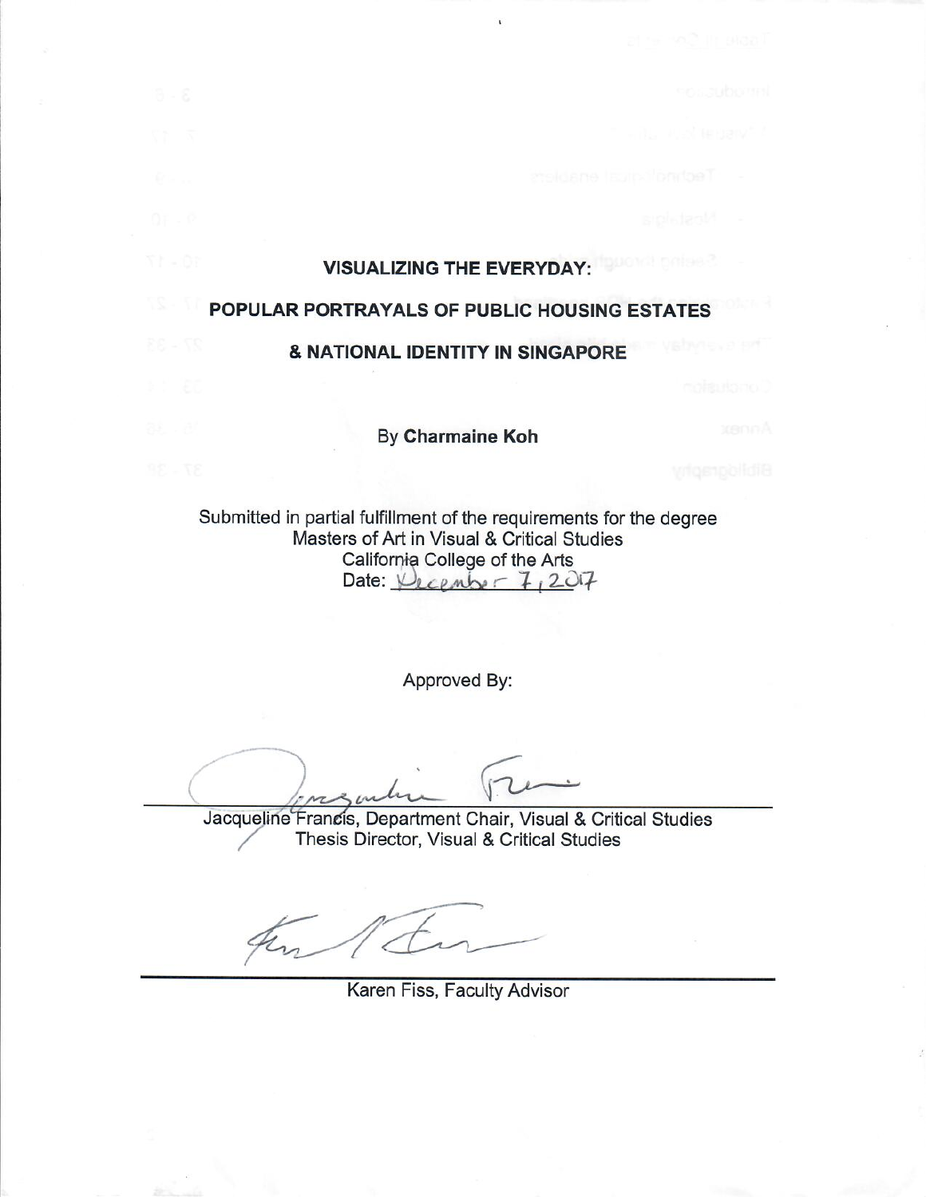# VISUALIZING THE EVERYDAY:

# POPULAR PORTRAYALS OF PUBLIC HOUSING ESTATES

# & NATIONAL IDENTITY IN SINGAPORE

By **Charmaine Koh**

Submitted in partial fulfillment of the requirements for the degree
Masters of Art in Visual & Critical Studies
California College of the Arts
Date: December 7, 2017

Approved By:

Jacqueline Francis, Department Chair, Visual & Critical Studies
Thesis Director, Visual & Critical Studies

Karen Fiss, Faculty Advisor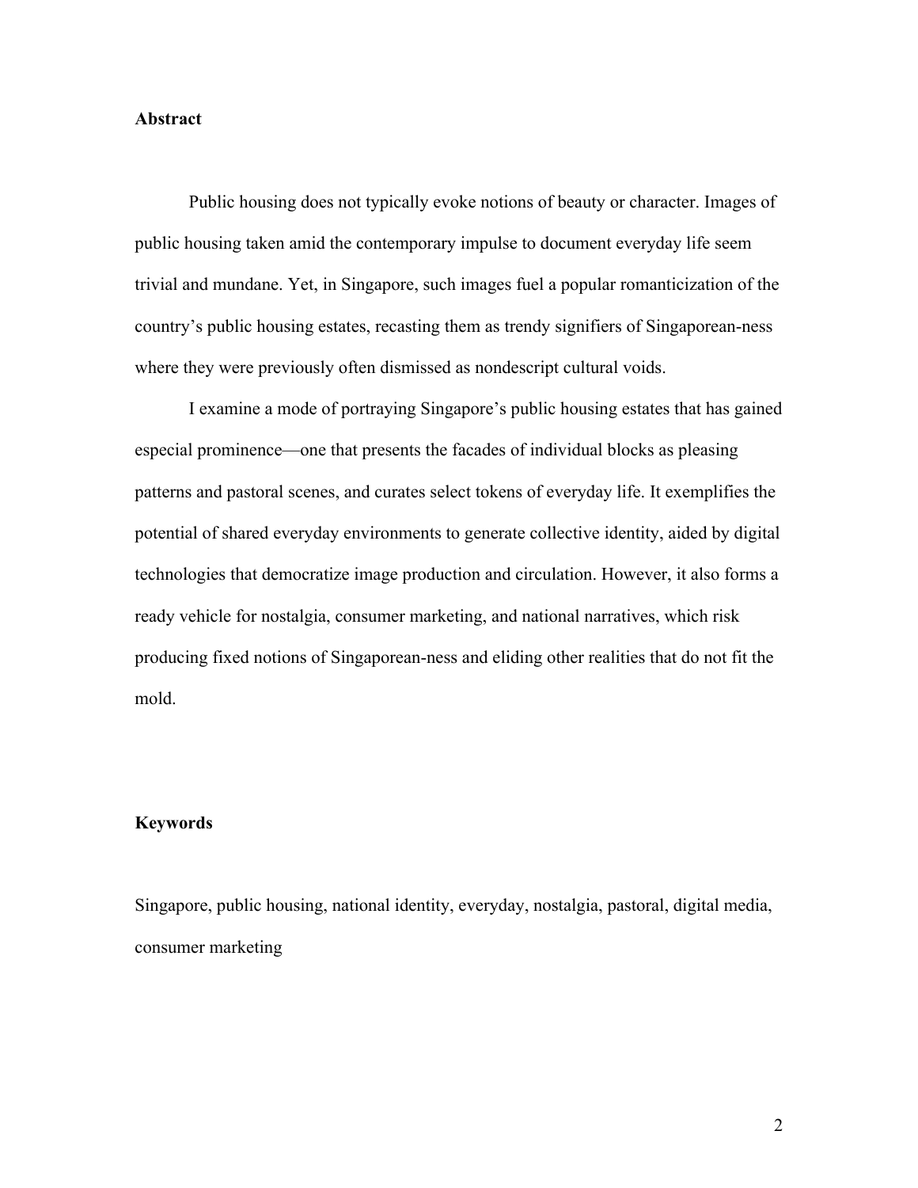**Abstract**

Public housing does not typically evoke notions of beauty or character. Images of public housing taken amid the contemporary impulse to document everyday life seem trivial and mundane. Yet, in Singapore, such images fuel a popular romanticization of the country's public housing estates, recasting them as trendy signifiers of Singaporean-ness where they were previously often dismissed as nondescript cultural voids.

I examine a mode of portraying Singapore's public housing estates that has gained especial prominence—one that presents the facades of individual blocks as pleasing patterns and pastoral scenes, and curates select tokens of everyday life. It exemplifies the potential of shared everyday environments to generate collective identity, aided by digital technologies that democratize image production and circulation. However, it also forms a ready vehicle for nostalgia, consumer marketing, and national narratives, which risk producing fixed notions of Singaporean-ness and eliding other realities that do not fit the mold.

**Keywords**

Singapore, public housing, national identity, everyday, nostalgia, pastoral, digital media, consumer marketing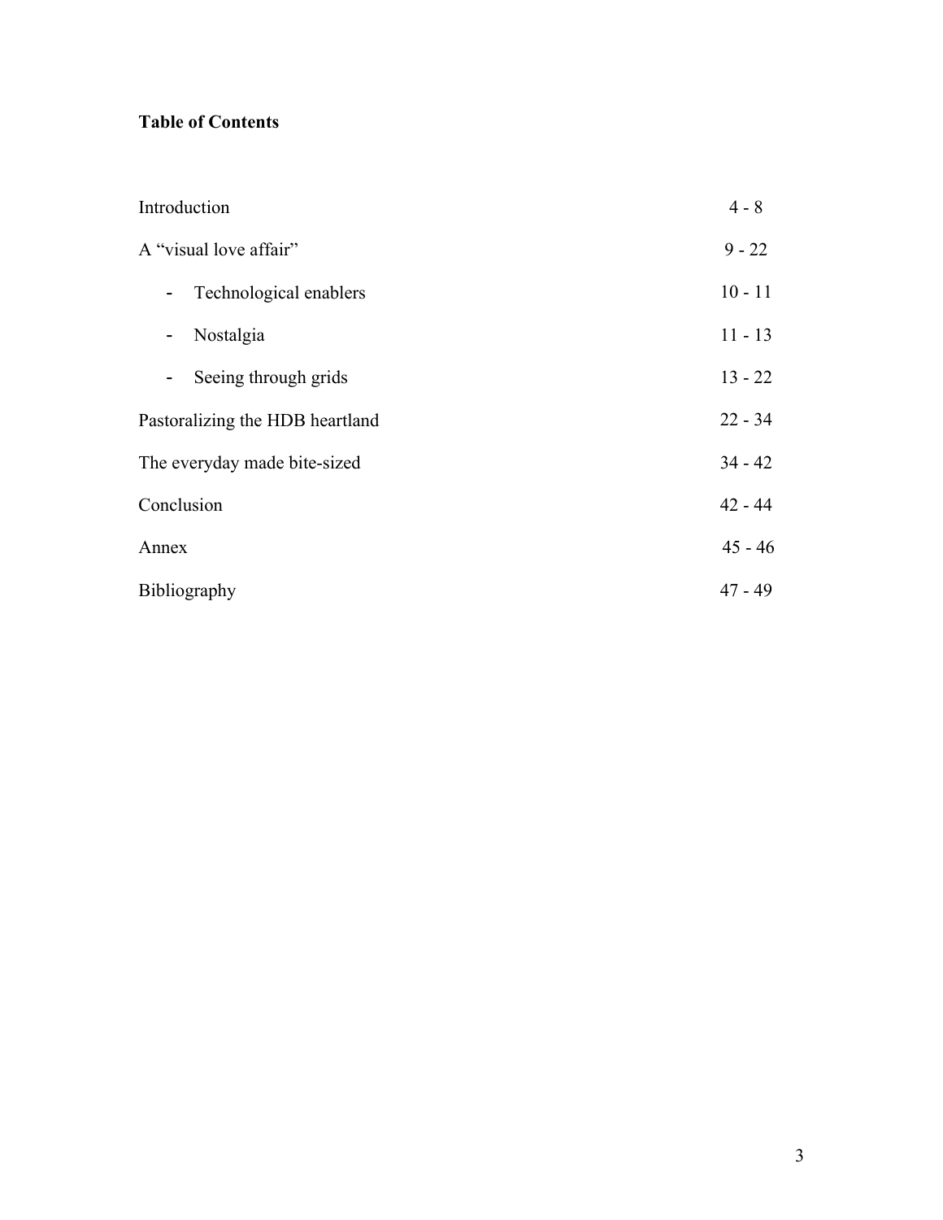**Table of Contents**

| | |
|---|---|
| Introduction | 4 - 8 |
| A “visual love affair” | 9 - 22 |
| - Technological enablers | 10 - 11 |
| - Nostalgia | 11 - 13 |
| - Seeing through grids | 13 - 22 |
| Pastoralizing the HDB heartland | 22 - 34 |
| The everyday made bite-sized | 34 - 42 |
| Conclusion | 42 - 44 |
| Annex | 45 - 46 |
| Bibliography | 47 - 49 |